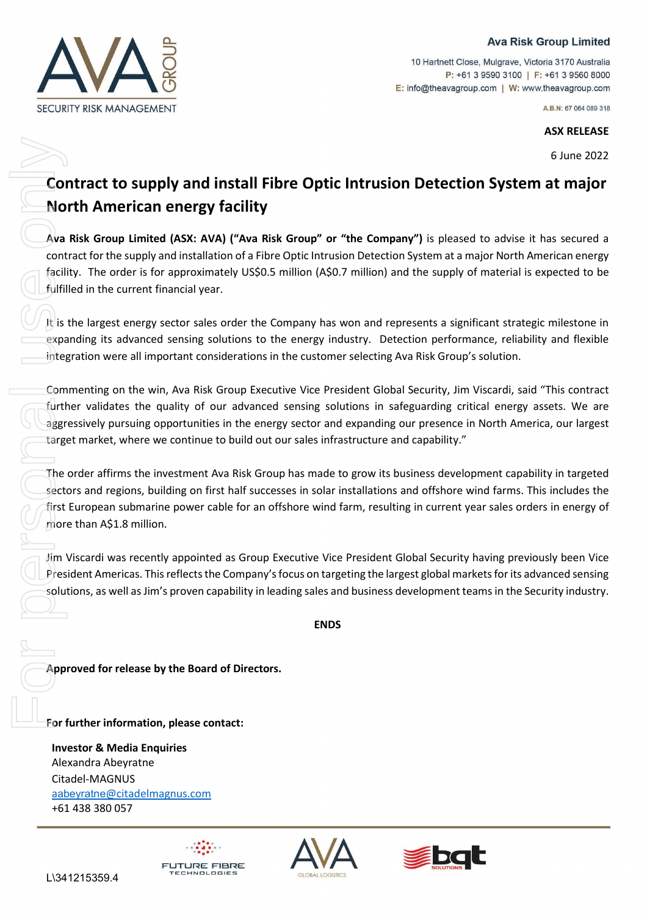**Ava Risk Group Limited**

10 Hartnett Close, Mulgrave, Victoria 3170 Australia
P: +61 3 9590 3100 | F: +61 3 9560 8000
E: info@theavagroup.com | W: www.theavagroup.com

A.B.N: 67 064 089 318

**ASX RELEASE**

6 June 2022

# Contract to supply and install Fibre Optic Intrusion Detection System at major North American energy facility

**Ava Risk Group Limited (ASX: AVA) ("Ava Risk Group" or "the Company")** is pleased to advise it has secured a contract for the supply and installation of a Fibre Optic Intrusion Detection System at a major North American energy facility. The order is for approximately US$0.5 million (A$0.7 million) and the supply of material is expected to be fulfilled in the current financial year.

It is the largest energy sector sales order the Company has won and represents a significant strategic milestone in expanding its advanced sensing solutions to the energy industry. Detection performance, reliability and flexible integration were all important considerations in the customer selecting Ava Risk Group's solution.

Commenting on the win, Ava Risk Group Executive Vice President Global Security, Jim Viscardi, said "This contract further validates the quality of our advanced sensing solutions in safeguarding critical energy assets. We are aggressively pursuing opportunities in the energy sector and expanding our presence in North America, our largest target market, where we continue to build out our sales infrastructure and capability."

The order affirms the investment Ava Risk Group has made to grow its business development capability in targeted sectors and regions, building on first half successes in solar installations and offshore wind farms. This includes the first European submarine power cable for an offshore wind farm, resulting in current year sales orders in energy of more than A$1.8 million.

Jim Viscardi was recently appointed as Group Executive Vice President Global Security having previously been Vice President Americas. This reflects the Company's focus on targeting the largest global markets for its advanced sensing solutions, as well as Jim's proven capability in leading sales and business development teams in the Security industry.

**ENDS**

**Approved for release by the Board of Directors.**

**For further information, please contact:**

**Investor & Media Enquiries**
Alexandra Abeyratne
Citadel-MAGNUS
aabeyratne@citadelmagnus.com
+61 438 380 057

L\341215359.4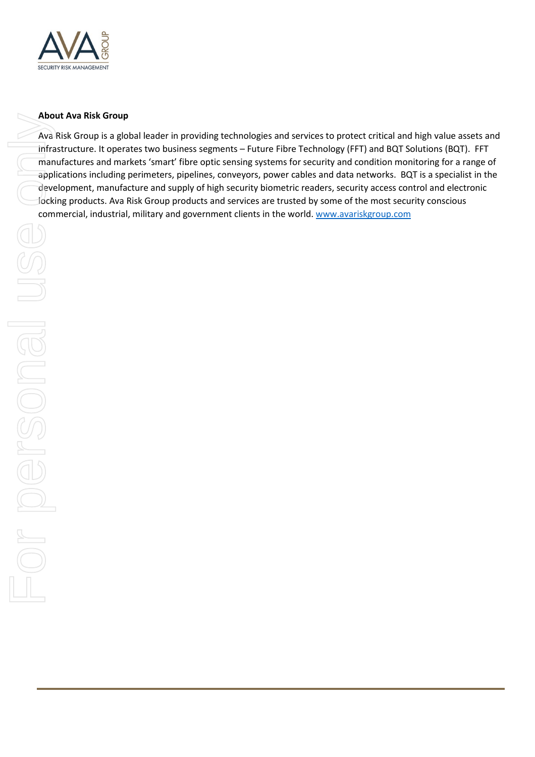**About Ava Risk Group**

Ava Risk Group is a global leader in providing technologies and services to protect critical and high value assets and infrastructure. It operates two business segments – Future Fibre Technology (FFT) and BQT Solutions (BQT). FFT manufactures and markets 'smart' fibre optic sensing systems for security and condition monitoring for a range of applications including perimeters, pipelines, conveyors, power cables and data networks. BQT is a specialist in the development, manufacture and supply of high security biometric readers, security access control and electronic locking products. Ava Risk Group products and services are trusted by some of the most security conscious commercial, industrial, military and government clients in the world. www.avariskgroup.com